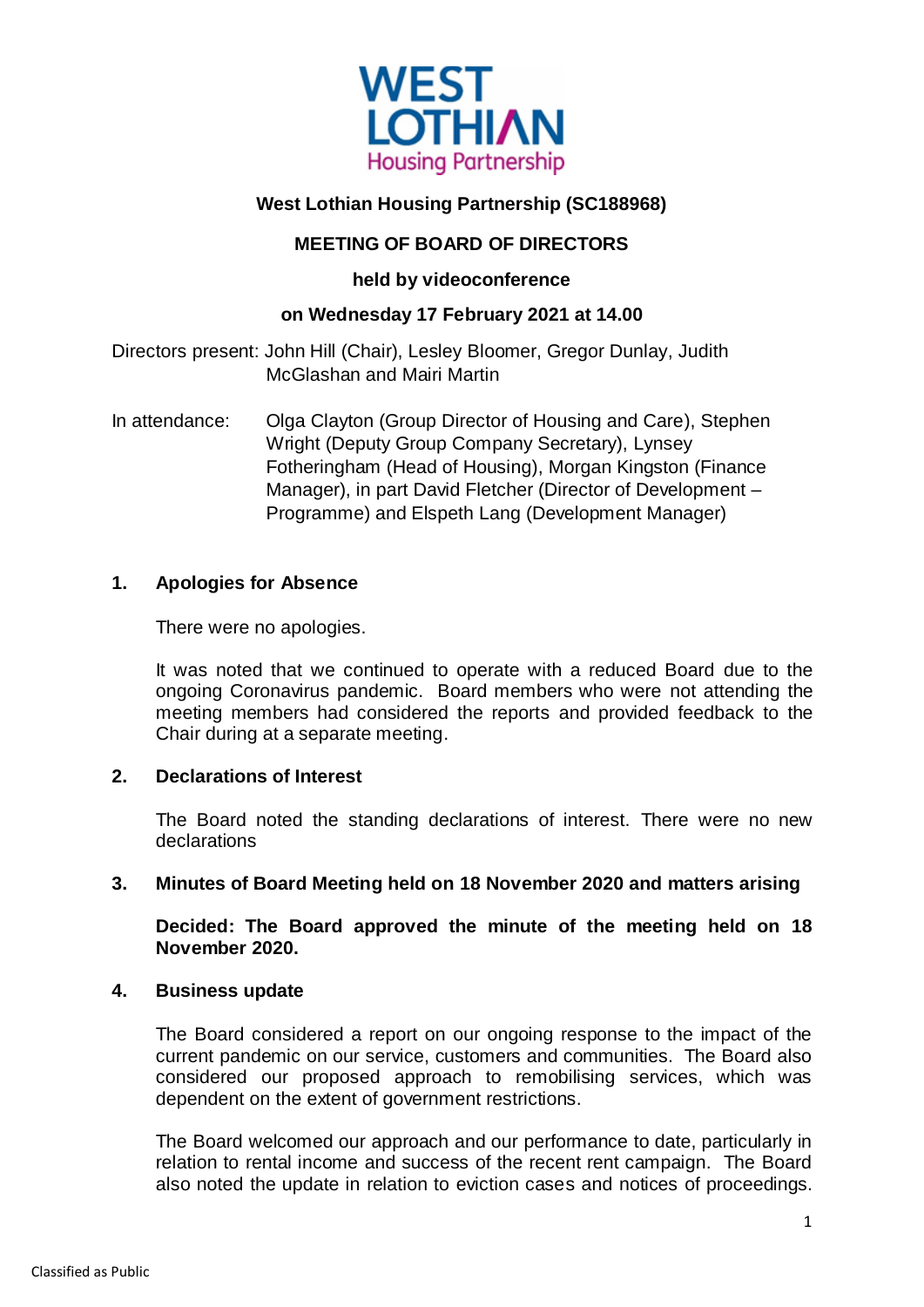WEST LOTHIAN Housing Partnership

**West Lothian Housing Partnership (SC188968)**

**MEETING OF BOARD OF DIRECTORS**

**held by videoconference**

**on Wednesday 17 February 2021 at 14.00**

Directors present: John Hill (Chair), Lesley Bloomer, Gregor Dunlay, Judith McGlashan and Mairi Martin

In attendance: Olga Clayton (Group Director of Housing and Care), Stephen Wright (Deputy Group Company Secretary), Lynsey Fotheringham (Head of Housing), Morgan Kingston (Finance Manager), in part David Fletcher (Director of Development – Programme) and Elspeth Lang (Development Manager)

## 1. Apologies for Absence

There were no apologies.

It was noted that we continued to operate with a reduced Board due to the ongoing Coronavirus pandemic. Board members who were not attending the meeting members had considered the reports and provided feedback to the Chair during at a separate meeting.

## 2. Declarations of Interest

The Board noted the standing declarations of interest. There were no new declarations

## 3. Minutes of Board Meeting held on 18 November 2020 and matters arising

**Decided: The Board approved the minute of the meeting held on 18 November 2020.**

## 4. Business update

The Board considered a report on our ongoing response to the impact of the current pandemic on our service, customers and communities. The Board also considered our proposed approach to remobilising services, which was dependent on the extent of government restrictions.

The Board welcomed our approach and our performance to date, particularly in relation to rental income and success of the recent rent campaign. The Board also noted the update in relation to eviction cases and notices of proceedings.

Classified as Public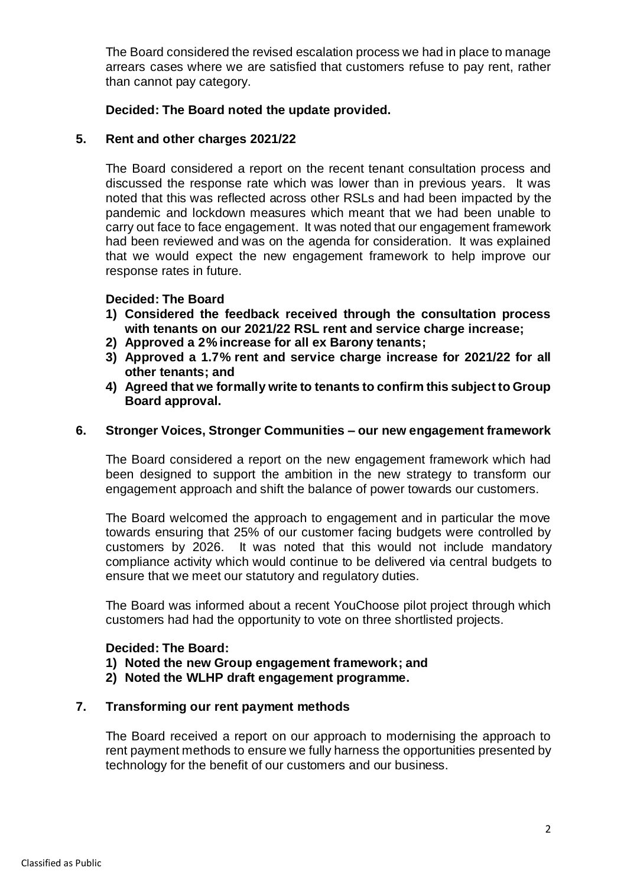The Board considered the revised escalation process we had in place to manage arrears cases where we are satisfied that customers refuse to pay rent, rather than cannot pay category.

**Decided: The Board noted the update provided.**

## 5. Rent and other charges 2021/22

The Board considered a report on the recent tenant consultation process and discussed the response rate which was lower than in previous years. It was noted that this was reflected across other RSLs and had been impacted by the pandemic and lockdown measures which meant that we had been unable to carry out face to face engagement. It was noted that our engagement framework had been reviewed and was on the agenda for consideration. It was explained that we would expect the new engagement framework to help improve our response rates in future.

**Decided: The Board**

1) **Considered the feedback received through the consultation process with tenants on our 2021/22 RSL rent and service charge increase;**
2) **Approved a 2% increase for all ex Barony tenants;**
3) **Approved a 1.7% rent and service charge increase for 2021/22 for all other tenants; and**
4) **Agreed that we formally write to tenants to confirm this subject to Group Board approval.**

## 6. Stronger Voices, Stronger Communities – our new engagement framework

The Board considered a report on the new engagement framework which had been designed to support the ambition in the new strategy to transform our engagement approach and shift the balance of power towards our customers.

The Board welcomed the approach to engagement and in particular the move towards ensuring that 25% of our customer facing budgets were controlled by customers by 2026. It was noted that this would not include mandatory compliance activity which would continue to be delivered via central budgets to ensure that we meet our statutory and regulatory duties.

The Board was informed about a recent YouChoose pilot project through which customers had had the opportunity to vote on three shortlisted projects.

**Decided: The Board:**

1) **Noted the new Group engagement framework; and**
2) **Noted the WLHP draft engagement programme.**

## 7. Transforming our rent payment methods

The Board received a report on our approach to modernising the approach to rent payment methods to ensure we fully harness the opportunities presented by technology for the benefit of our customers and our business.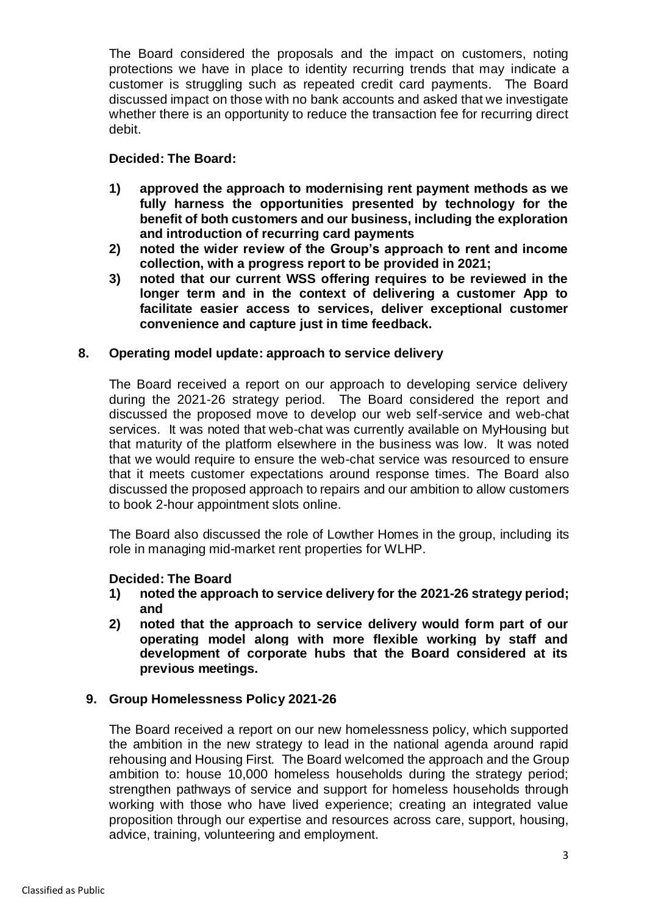The Board considered the proposals and the impact on customers, noting protections we have in place to identity recurring trends that may indicate a customer is struggling such as repeated credit card payments. The Board discussed impact on those with no bank accounts and asked that we investigate whether there is an opportunity to reduce the transaction fee for recurring direct debit.

**Decided: The Board:**

1) **approved the approach to modernising rent payment methods as we fully harness the opportunities presented by technology for the benefit of both customers and our business, including the exploration and introduction of recurring card payments**
2) **noted the wider review of the Group's approach to rent and income collection, with a progress report to be provided in 2021;**
3) **noted that our current WSS offering requires to be reviewed in the longer term and in the context of delivering a customer App to facilitate easier access to services, deliver exceptional customer convenience and capture just in time feedback.**

## 8. Operating model update: approach to service delivery

The Board received a report on our approach to developing service delivery during the 2021-26 strategy period. The Board considered the report and discussed the proposed move to develop our web self-service and web-chat services. It was noted that web-chat was currently available on MyHousing but that maturity of the platform elsewhere in the business was low. It was noted that we would require to ensure the web-chat service was resourced to ensure that it meets customer expectations around response times. The Board also discussed the proposed approach to repairs and our ambition to allow customers to book 2-hour appointment slots online.

The Board also discussed the role of Lowther Homes in the group, including its role in managing mid-market rent properties for WLHP.

**Decided: The Board**

1) **noted the approach to service delivery for the 2021-26 strategy period; and**
2) **noted that the approach to service delivery would form part of our operating model along with more flexible working by staff and development of corporate hubs that the Board considered at its previous meetings.**

## 9. Group Homelessness Policy 2021-26

The Board received a report on our new homelessness policy, which supported the ambition in the new strategy to lead in the national agenda around rapid rehousing and Housing First. The Board welcomed the approach and the Group ambition to: house 10,000 homeless households during the strategy period; strengthen pathways of service and support for homeless households through working with those who have lived experience; creating an integrated value proposition through our expertise and resources across care, support, housing, advice, training, volunteering and employment.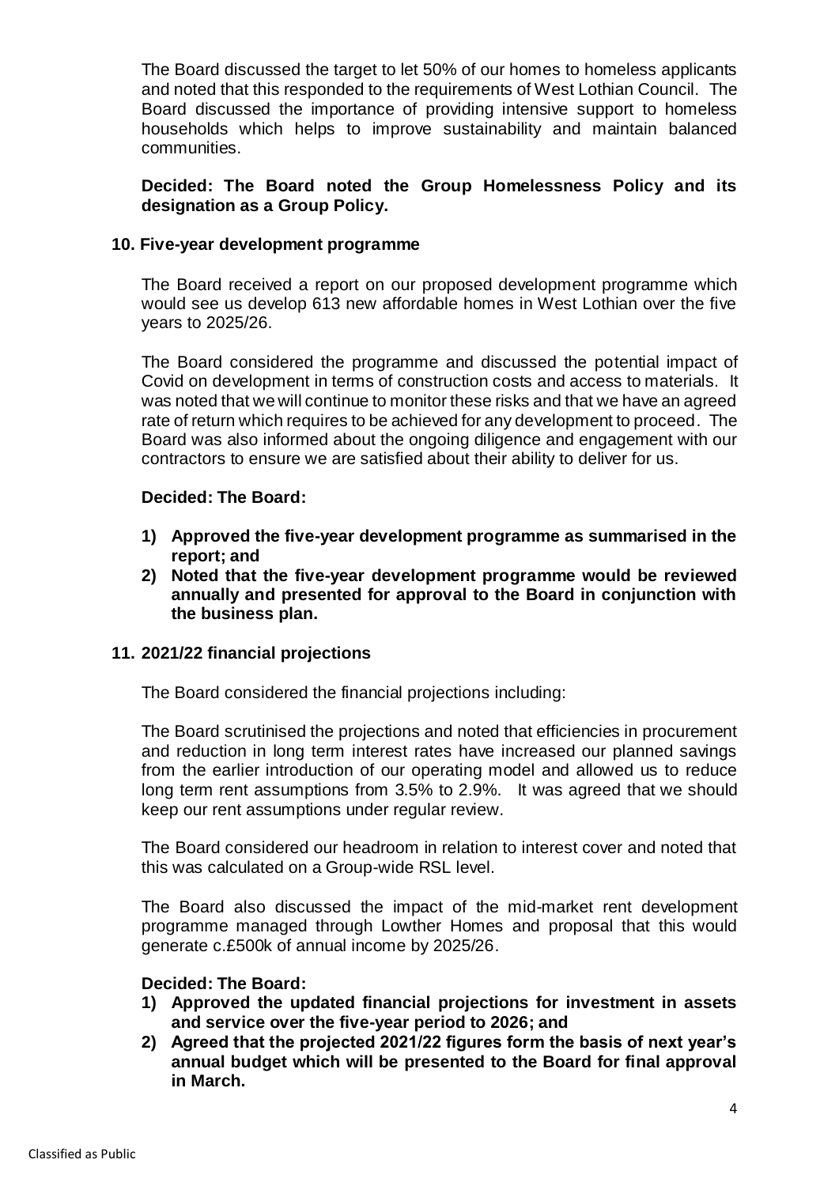The Board discussed the target to let 50% of our homes to homeless applicants and noted that this responded to the requirements of West Lothian Council. The Board discussed the importance of providing intensive support to homeless households which helps to improve sustainability and maintain balanced communities.

**Decided: The Board noted the Group Homelessness Policy and its designation as a Group Policy.**

### 10. Five-year development programme

The Board received a report on our proposed development programme which would see us develop 613 new affordable homes in West Lothian over the five years to 2025/26.

The Board considered the programme and discussed the potential impact of Covid on development in terms of construction costs and access to materials. It was noted that we will continue to monitor these risks and that we have an agreed rate of return which requires to be achieved for any development to proceed. The Board was also informed about the ongoing diligence and engagement with our contractors to ensure we are satisfied about their ability to deliver for us.

**Decided: The Board:**

1) **Approved the five-year development programme as summarised in the report; and**
2) **Noted that the five-year development programme would be reviewed annually and presented for approval to the Board in conjunction with the business plan.**

### 11. 2021/22 financial projections

The Board considered the financial projections including:

The Board scrutinised the projections and noted that efficiencies in procurement and reduction in long term interest rates have increased our planned savings from the earlier introduction of our operating model and allowed us to reduce long term rent assumptions from 3.5% to 2.9%. It was agreed that we should keep our rent assumptions under regular review.

The Board considered our headroom in relation to interest cover and noted that this was calculated on a Group-wide RSL level.

The Board also discussed the impact of the mid-market rent development programme managed through Lowther Homes and proposal that this would generate c.£500k of annual income by 2025/26.

**Decided: The Board:**

1) **Approved the updated financial projections for investment in assets and service over the five-year period to 2026; and**
2) **Agreed that the projected 2021/22 figures form the basis of next year's annual budget which will be presented to the Board for final approval in March.**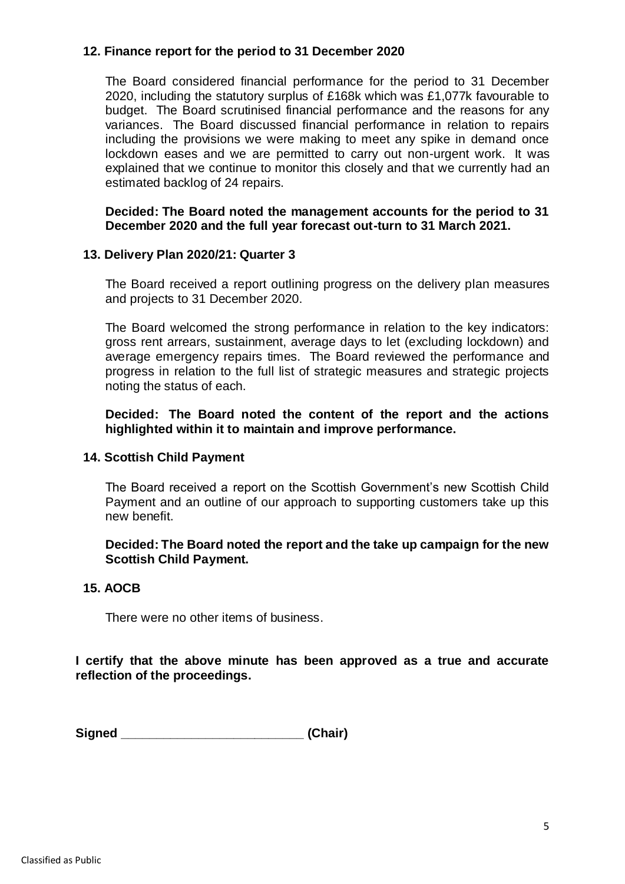### 12. Finance report for the period to 31 December 2020

The Board considered financial performance for the period to 31 December 2020, including the statutory surplus of £168k which was £1,077k favourable to budget. The Board scrutinised financial performance and the reasons for any variances. The Board discussed financial performance in relation to repairs including the provisions we were making to meet any spike in demand once lockdown eases and we are permitted to carry out non-urgent work. It was explained that we continue to monitor this closely and that we currently had an estimated backlog of 24 repairs.

**Decided: The Board noted the management accounts for the period to 31 December 2020 and the full year forecast out-turn to 31 March 2021.**

### 13. Delivery Plan 2020/21: Quarter 3

The Board received a report outlining progress on the delivery plan measures and projects to 31 December 2020.

The Board welcomed the strong performance in relation to the key indicators: gross rent arrears, sustainment, average days to let (excluding lockdown) and average emergency repairs times. The Board reviewed the performance and progress in relation to the full list of strategic measures and strategic projects noting the status of each.

**Decided: The Board noted the content of the report and the actions highlighted within it to maintain and improve performance.**

### 14. Scottish Child Payment

The Board received a report on the Scottish Government's new Scottish Child Payment and an outline of our approach to supporting customers take up this new benefit.

**Decided: The Board noted the report and the take up campaign for the new Scottish Child Payment.**

### 15. AOCB

There were no other items of business.

**I certify that the above minute has been approved as a true and accurate reflection of the proceedings.**

**Signed \_\_\_\_\_\_\_\_\_\_\_\_\_\_\_\_\_\_\_\_\_\_\_\_\_\_ (Chair)**

Classified as Public